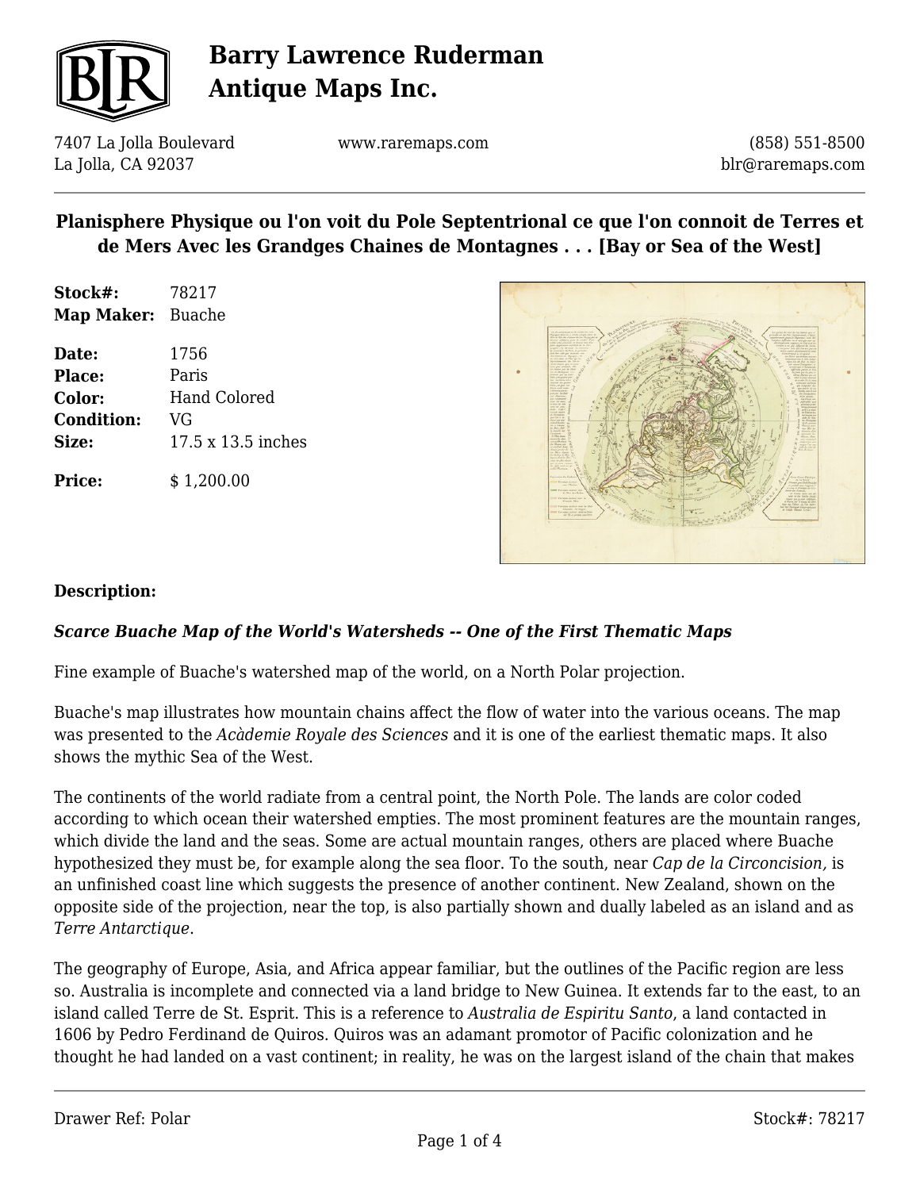# Barry Lawrence Ruderman Antique Maps Inc.

7407 La Jolla Boulevard
La Jolla, CA 92037

www.raremaps.com

(858) 551-8500
blr@raremaps.com

## Planisphere Physique ou l'on voit du Pole Septentrional ce que l'on connoit de Terres et de Mers Avec les Grandges Chaines de Montagnes . . . [Bay or Sea of the West]

**Stock#:** 78217
**Map Maker:** Buache

**Date:** 1756
**Place:** Paris
**Color:** Hand Colored
**Condition:** VG
**Size:** 17.5 x 13.5 inches

**Price:** $ 1,200.00

**Description:**

***Scarce Buache Map of the World's Watersheds -- One of the First Thematic Maps***

Fine example of Buache's watershed map of the world, on a North Polar projection.

Buache's map illustrates how mountain chains affect the flow of water into the various oceans. The map was presented to the *Acàdemie Royale des Sciences* and it is one of the earliest thematic maps. It also shows the mythic Sea of the West.

The continents of the world radiate from a central point, the North Pole. The lands are color coded according to which ocean their watershed empties. The most prominent features are the mountain ranges, which divide the land and the seas. Some are actual mountain ranges, others are placed where Buache hypothesized they must be, for example along the sea floor. To the south, near *Cap de la Circoncision,* is an unfinished coast line which suggests the presence of another continent. New Zealand, shown on the opposite side of the projection, near the top, is also partially shown and dually labeled as an island and as *Terre Antarctique*.

The geography of Europe, Asia, and Africa appear familiar, but the outlines of the Pacific region are less so. Australia is incomplete and connected via a land bridge to New Guinea. It extends far to the east, to an island called Terre de St. Esprit. This is a reference to *Australia de Espiritu Santo*, a land contacted in 1606 by Pedro Ferdinand de Quiros. Quiros was an adamant promotor of Pacific colonization and he thought he had landed on a vast continent; in reality, he was on the largest island of the chain that makes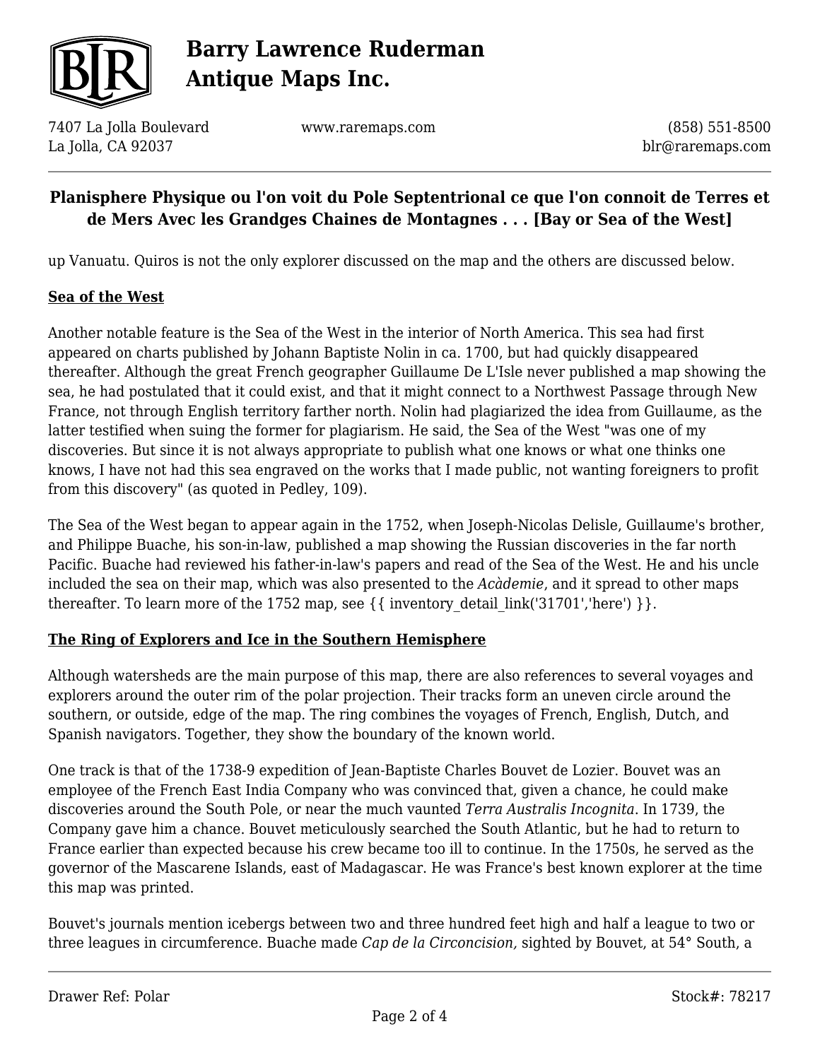up Vanuatu. Quiros is not the only explorer discussed on the map and the others are discussed below.

**Sea of the West**

Another notable feature is the Sea of the West in the interior of North America. This sea had first appeared on charts published by Johann Baptiste Nolin in ca. 1700, but had quickly disappeared thereafter. Although the great French geographer Guillaume De L'Isle never published a map showing the sea, he had postulated that it could exist, and that it might connect to a Northwest Passage through New France, not through English territory farther north. Nolin had plagiarized the idea from Guillaume, as the latter testified when suing the former for plagiarism. He said, the Sea of the West "was one of my discoveries. But since it is not always appropriate to publish what one knows or what one thinks one knows, I have not had this sea engraved on the works that I made public, not wanting foreigners to profit from this discovery" (as quoted in Pedley, 109).

The Sea of the West began to appear again in the 1752, when Joseph-Nicolas Delisle, Guillaume's brother, and Philippe Buache, his son-in-law, published a map showing the Russian discoveries in the far north Pacific. Buache had reviewed his father-in-law's papers and read of the Sea of the West. He and his uncle included the sea on their map, which was also presented to the *Acàdemie*, and it spread to other maps thereafter. To learn more of the 1752 map, see {{ inventory_detail_link('31701','here') }}.

**The Ring of Explorers and Ice in the Southern Hemisphere**

Although watersheds are the main purpose of this map, there are also references to several voyages and explorers around the outer rim of the polar projection. Their tracks form an uneven circle around the southern, or outside, edge of the map. The ring combines the voyages of French, English, Dutch, and Spanish navigators. Together, they show the boundary of the known world.

One track is that of the 1738-9 expedition of Jean-Baptiste Charles Bouvet de Lozier. Bouvet was an employee of the French East India Company who was convinced that, given a chance, he could make discoveries around the South Pole, or near the much vaunted *Terra Australis Incognita*. In 1739, the Company gave him a chance. Bouvet meticulously searched the South Atlantic, but he had to return to France earlier than expected because his crew became too ill to continue. In the 1750s, he served as the governor of the Mascarene Islands, east of Madagascar. He was France's best known explorer at the time this map was printed.

Bouvet's journals mention icebergs between two and three hundred feet high and half a league to two or three leagues in circumference. Buache made *Cap de la Circoncision,* sighted by Bouvet, at 54° South, a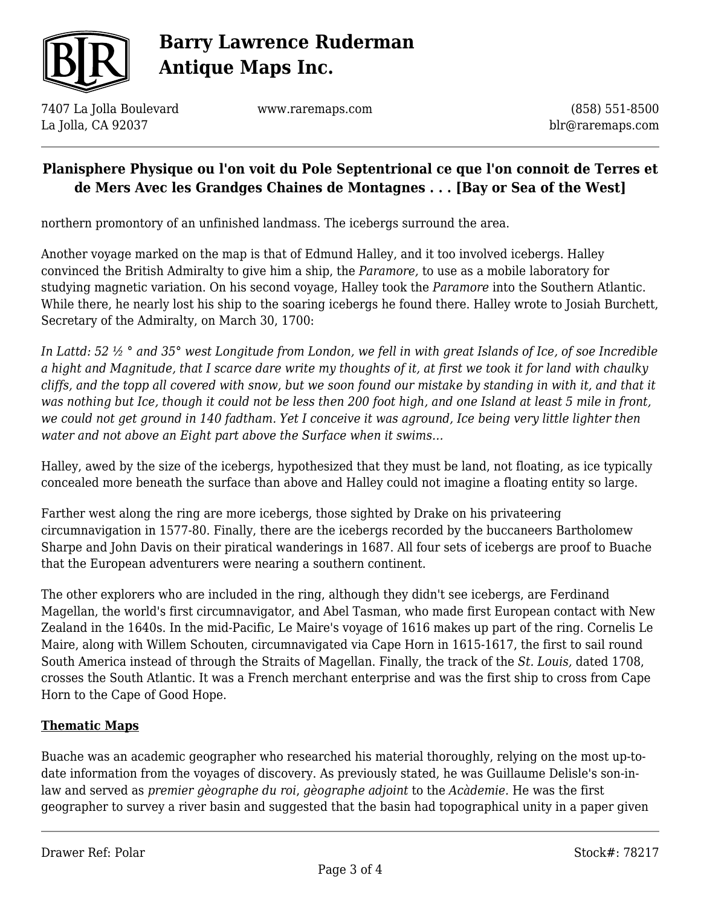northern promontory of an unfinished landmass. The icebergs surround the area.

Another voyage marked on the map is that of Edmund Halley, and it too involved icebergs. Halley convinced the British Admiralty to give him a ship, the *Paramore,* to use as a mobile laboratory for studying magnetic variation. On his second voyage, Halley took the *Paramore* into the Southern Atlantic. While there, he nearly lost his ship to the soaring icebergs he found there. Halley wrote to Josiah Burchett, Secretary of the Admiralty, on March 30, 1700:

*In Lattd: 52 ½ ° and 35° west Longitude from London, we fell in with great Islands of Ice, of soe Incredible a hight and Magnitude, that I scarce dare write my thoughts of it, at first we took it for land with chaulky cliffs, and the topp all covered with snow, but we soon found our mistake by standing in with it, and that it was nothing but Ice, though it could not be less then 200 foot high, and one Island at least 5 mile in front, we could not get ground in 140 fadtham. Yet I conceive it was aground, Ice being very little lighter then water and not above an Eight part above the Surface when it swims...*

Halley, awed by the size of the icebergs, hypothesized that they must be land, not floating, as ice typically concealed more beneath the surface than above and Halley could not imagine a floating entity so large.

Farther west along the ring are more icebergs, those sighted by Drake on his privateering circumnavigation in 1577-80. Finally, there are the icebergs recorded by the buccaneers Bartholomew Sharpe and John Davis on their piratical wanderings in 1687. All four sets of icebergs are proof to Buache that the European adventurers were nearing a southern continent.

The other explorers who are included in the ring, although they didn't see icebergs, are Ferdinand Magellan, the world's first circumnavigator, and Abel Tasman, who made first European contact with New Zealand in the 1640s. In the mid-Pacific, Le Maire's voyage of 1616 makes up part of the ring. Cornelis Le Maire, along with Willem Schouten, circumnavigated via Cape Horn in 1615-1617, the first to sail round South America instead of through the Straits of Magellan. Finally, the track of the *St. Louis,* dated 1708, crosses the South Atlantic. It was a French merchant enterprise and was the first ship to cross from Cape Horn to the Cape of Good Hope.

## Thematic Maps

Buache was an academic geographer who researched his material thoroughly, relying on the most up-to-date information from the voyages of discovery. As previously stated, he was Guillaume Delisle's son-in-law and served as *premier gèographe du roi*, *gèographe adjoint* to the *Acàdemie.* He was the first geographer to survey a river basin and suggested that the basin had topographical unity in a paper given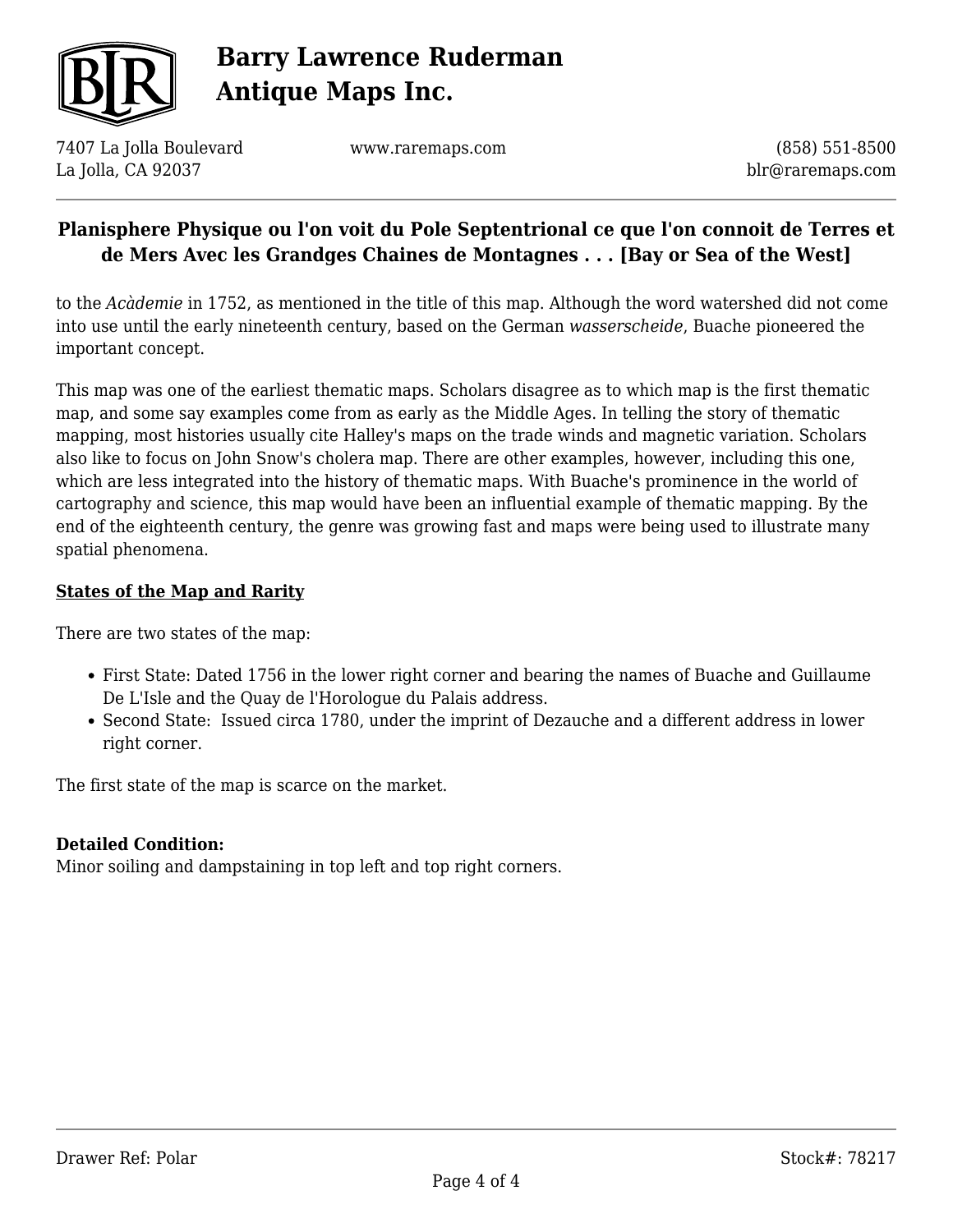## Planisphere Physique ou l'on voit du Pole Septentrional ce que l'on connoit de Terres et de Mers Avec les Grandges Chaines de Montagnes . . . [Bay or Sea of the West]

to the *Acàdemie* in 1752, as mentioned in the title of this map. Although the word watershed did not come into use until the early nineteenth century, based on the German *wasserscheide*, Buache pioneered the important concept.

This map was one of the earliest thematic maps. Scholars disagree as to which map is the first thematic map, and some say examples come from as early as the Middle Ages. In telling the story of thematic mapping, most histories usually cite Halley's maps on the trade winds and magnetic variation. Scholars also like to focus on John Snow's cholera map. There are other examples, however, including this one, which are less integrated into the history of thematic maps. With Buache's prominence in the world of cartography and science, this map would have been an influential example of thematic mapping. By the end of the eighteenth century, the genre was growing fast and maps were being used to illustrate many spatial phenomena.

**States of the Map and Rarity**

There are two states of the map:

- First State: Dated 1756 in the lower right corner and bearing the names of Buache and Guillaume De L'Isle and the Quay de l'Horologue du Palais address.
- Second State: Issued circa 1780, under the imprint of Dezauche and a different address in lower right corner.

The first state of the map is scarce on the market.

**Detailed Condition:**
Minor soiling and dampstaining in top left and top right corners.